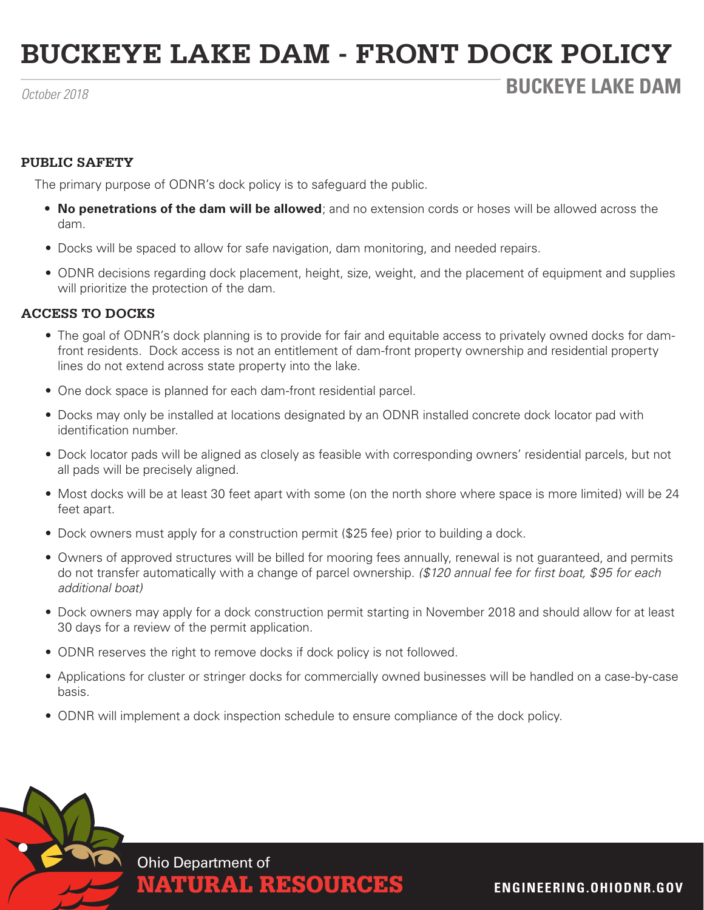# BUCKEYE LAKE DAM - FRONT DOCK POLICY

*October 2018*

**BUCKEYE LAKE DAM**

## PUBLIC SAFETY

The primary purpose of ODNR's dock policy is to safeguard the public.

- **No penetrations of the dam will be allowed**; and no extension cords or hoses will be allowed across the dam.
- Docks will be spaced to allow for safe navigation, dam monitoring, and needed repairs.
- ODNR decisions regarding dock placement, height, size, weight, and the placement of equipment and supplies will prioritize the protection of the dam.

## ACCESS TO DOCKS

- The goal of ODNR's dock planning is to provide for fair and equitable access to privately owned docks for dam-front residents. Dock access is not an entitlement of dam-front property ownership and residential property lines do not extend across state property into the lake.
- One dock space is planned for each dam-front residential parcel.
- Docks may only be installed at locations designated by an ODNR installed concrete dock locator pad with identification number.
- Dock locator pads will be aligned as closely as feasible with corresponding owners' residential parcels, but not all pads will be precisely aligned.
- Most docks will be at least 30 feet apart with some (on the north shore where space is more limited) will be 24 feet apart.
- Dock owners must apply for a construction permit ($25 fee) prior to building a dock.
- Owners of approved structures will be billed for mooring fees annually, renewal is not guaranteed, and permits do not transfer automatically with a change of parcel ownership. *($120 annual fee for first boat, $95 for each additional boat)*
- Dock owners may apply for a dock construction permit starting in November 2018 and should allow for at least 30 days for a review of the permit application.
- ODNR reserves the right to remove docks if dock policy is not followed.
- Applications for cluster or stringer docks for commercially owned businesses will be handled on a case-by-case basis.
- ODNR will implement a dock inspection schedule to ensure compliance of the dock policy.

Ohio Department of
**NATURAL RESOURCES**

**ENGINEERING.OHIODNR.GOV**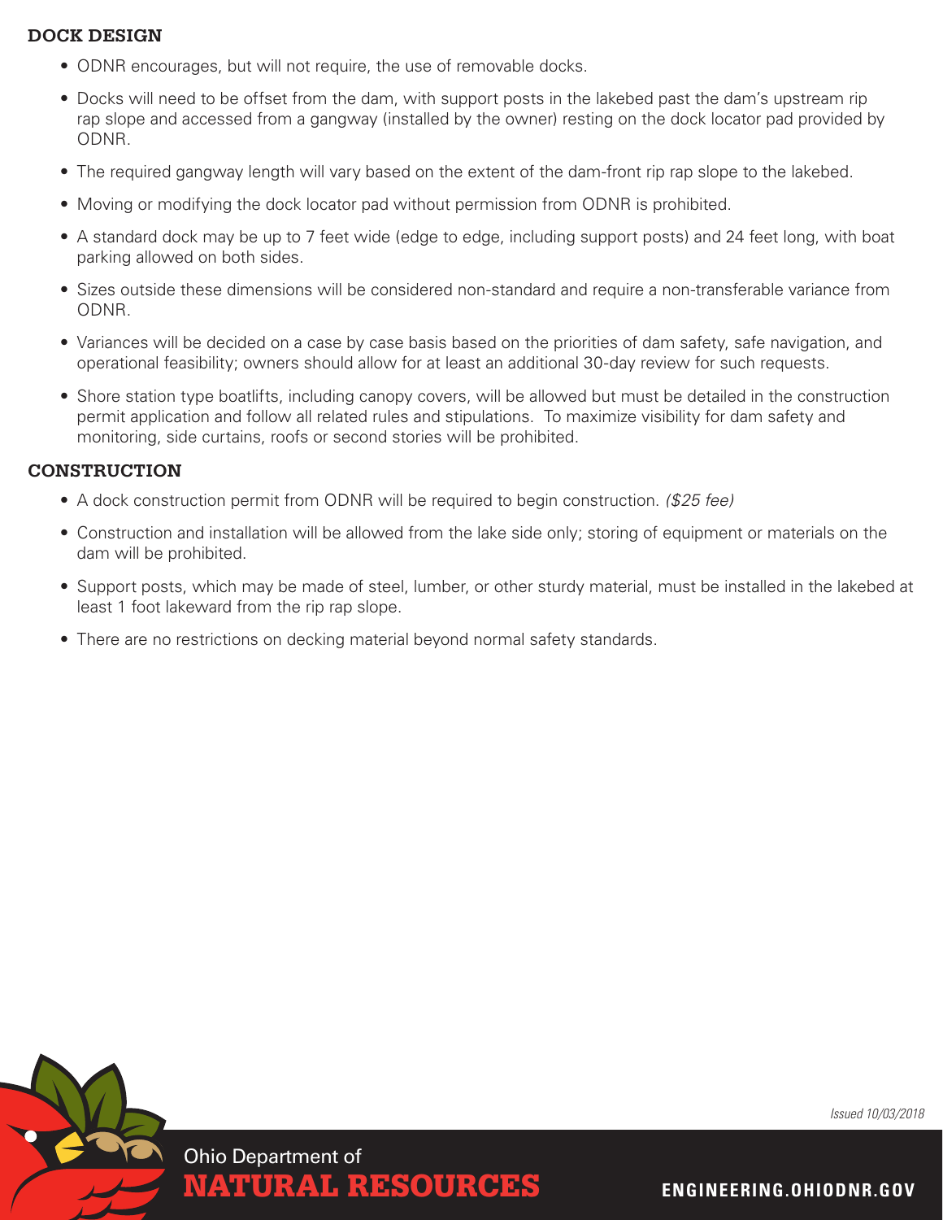## DOCK DESIGN

- ODNR encourages, but will not require, the use of removable docks.
- Docks will need to be offset from the dam, with support posts in the lakebed past the dam's upstream rip rap slope and accessed from a gangway (installed by the owner) resting on the dock locator pad provided by ODNR.
- The required gangway length will vary based on the extent of the dam-front rip rap slope to the lakebed.
- Moving or modifying the dock locator pad without permission from ODNR is prohibited.
- A standard dock may be up to 7 feet wide (edge to edge, including support posts) and 24 feet long, with boat parking allowed on both sides.
- Sizes outside these dimensions will be considered non-standard and require a non-transferable variance from ODNR.
- Variances will be decided on a case by case basis based on the priorities of dam safety, safe navigation, and operational feasibility; owners should allow for at least an additional 30-day review for such requests.
- Shore station type boatlifts, including canopy covers, will be allowed but must be detailed in the construction permit application and follow all related rules and stipulations. To maximize visibility for dam safety and monitoring, side curtains, roofs or second stories will be prohibited.

## CONSTRUCTION

- A dock construction permit from ODNR will be required to begin construction. *($25 fee)*
- Construction and installation will be allowed from the lake side only; storing of equipment or materials on the dam will be prohibited.
- Support posts, which may be made of steel, lumber, or other sturdy material, must be installed in the lakebed at least 1 foot lakeward from the rip rap slope.
- There are no restrictions on decking material beyond normal safety standards.

*Issued 10/03/2018*

Ohio Department of
NATURAL RESOURCES

ENGINEERING.OHIODNR.GOV